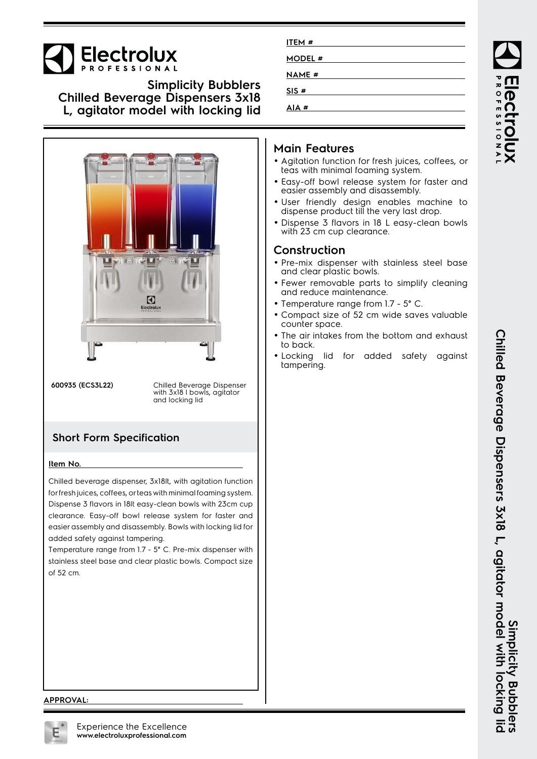# Electrolux PROFESSIONAL

## Simplicity Bubblers Chilled Beverage Dispensers 3x18 L, agitator model with locking lid

ITEM # ____________________

MODEL # ____________________

NAME # ____________________

SIS # ____________________

AIA # ____________________

**600935 (ECS3L22)** Chilled Beverage Dispenser with 3x18 l bowls, agitator and locking lid

## Short Form Specification

**Item No.** ____________________

Chilled beverage dispenser, 3x18lt, with agitation function for fresh juices, coffees, or teas with minimal foaming system. Dispense 3 flavors in 18lt easy-clean bowls with 23cm cup clearance. Easy-off bowl release system for faster and easier assembly and disassembly. Bowls with locking lid for added safety against tampering.

Temperature range from 1.7 - 5° C. Pre-mix dispenser with stainless steel base and clear plastic bowls. Compact size of 52 cm.

## Main Features

- Agitation function for fresh juices, coffees, or teas with minimal foaming system.
- Easy-off bowl release system for faster and easier assembly and disassembly.
- User friendly design enables machine to dispense product till the very last drop.
- Dispense 3 flavors in 18 L easy-clean bowls with 23 cm cup clearance.

## Construction

- Pre-mix dispenser with stainless steel base and clear plastic bowls.
- Fewer removable parts to simplify cleaning and reduce maintenance.
- Temperature range from 1.7 - 5° C.
- Compact size of 52 cm wide saves valuable counter space.
- The air intakes from the bottom and exhaust to back.
- Locking lid for added safety against tampering.

**APPROVAL:** ____________________

Experience the Excellence
**www.electroluxprofessional.com**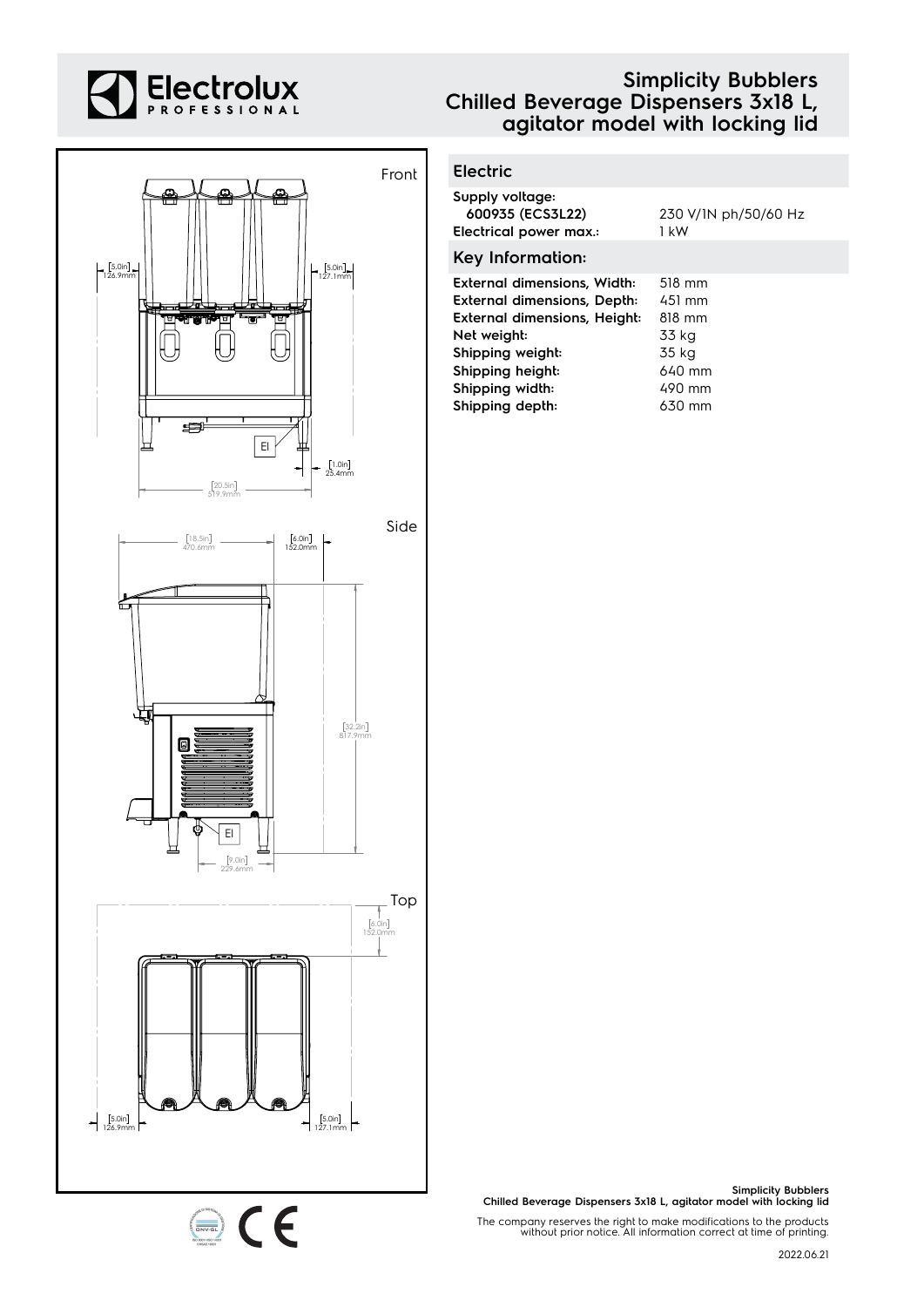# Simplicity Bubblers Chilled Beverage Dispensers 3x18 L, agitator model with locking lid

Front

[5.0in] 126.9mm

[5.0in] 127.1mm

EI

[1.0in] 25.4mm

[20.5in] 519.9mm

Side

[18.5in] 470.6mm

[6.0in] 152.0mm

[32.2in] 817.9mm

EI

[9.0in] 229.6mm

Top

[6.0in] 152.0mm

[5.0in] 126.9mm

[5.0in] 127.1mm

## Electric

| | |
|---|---|
| **Supply voltage:** | |
| **600935 (ECS3L22)** | 230 V/1N ph/50/60 Hz |
| **Electrical power max.:** | 1 kW |

## Key Information:

| | |
|---|---|
| **External dimensions, Width:** | 518 mm |
| **External dimensions, Depth:** | 451 mm |
| **External dimensions, Height:** | 818 mm |
| **Net weight:** | 33 kg |
| **Shipping weight:** | 35 kg |
| **Shipping height:** | 640 mm |
| **Shipping width:** | 490 mm |
| **Shipping depth:** | 630 mm |

**Simplicity Bubblers**
**Chilled Beverage Dispensers 3x18 L, agitator model with locking lid**

The company reserves the right to make modifications to the products without prior notice. All information correct at time of printing.

2022.06.21